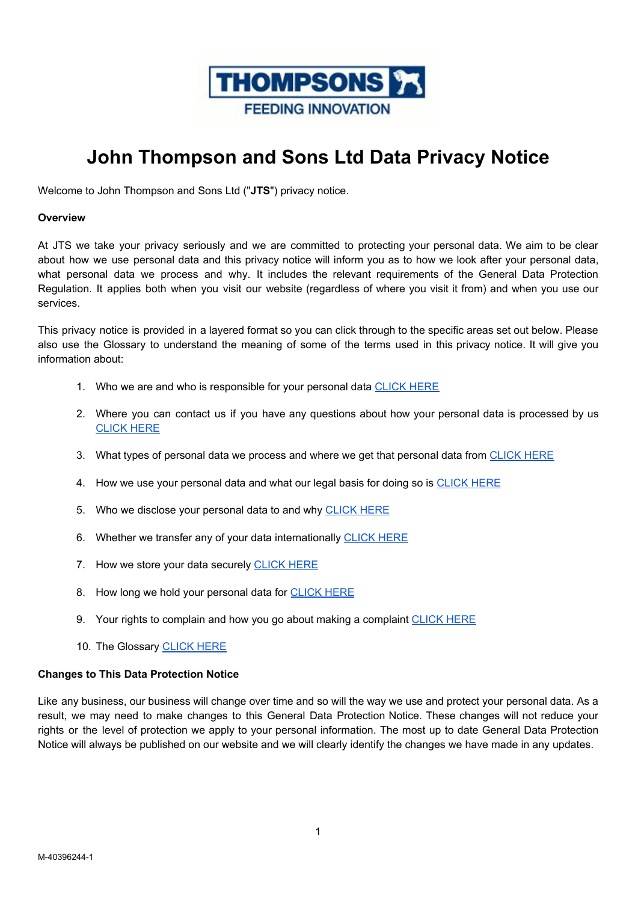THOMPSONS

FEEDING INNOVATION

# John Thompson and Sons Ltd Data Privacy Notice

Welcome to John Thompson and Sons Ltd ("**JTS**") privacy notice.

**Overview**

At JTS we take your privacy seriously and we are committed to protecting your personal data. We aim to be clear about how we use personal data and this privacy notice will inform you as to how we look after your personal data, what personal data we process and why. It includes the relevant requirements of the General Data Protection Regulation. It applies both when you visit our website (regardless of where you visit it from) and when you use our services.

This privacy notice is provided in a layered format so you can click through to the specific areas set out below. Please also use the Glossary to understand the meaning of some of the terms used in this privacy notice. It will give you information about:

1. Who we are and who is responsible for your personal data CLICK HERE
2. Where you can contact us if you have any questions about how your personal data is processed by us CLICK HERE
3. What types of personal data we process and where we get that personal data from CLICK HERE
4. How we use your personal data and what our legal basis for doing so is CLICK HERE
5. Who we disclose your personal data to and why CLICK HERE
6. Whether we transfer any of your data internationally CLICK HERE
7. How we store your data securely CLICK HERE
8. How long we hold your personal data for CLICK HERE
9. Your rights to complain and how you go about making a complaint CLICK HERE
10. The Glossary CLICK HERE

**Changes to This Data Protection Notice**

Like any business, our business will change over time and so will the way we use and protect your personal data. As a result, we may need to make changes to this General Data Protection Notice. These changes will not reduce your rights or the level of protection we apply to your personal information. The most up to date General Data Protection Notice will always be published on our website and we will clearly identify the changes we have made in any updates.

M-40396244-1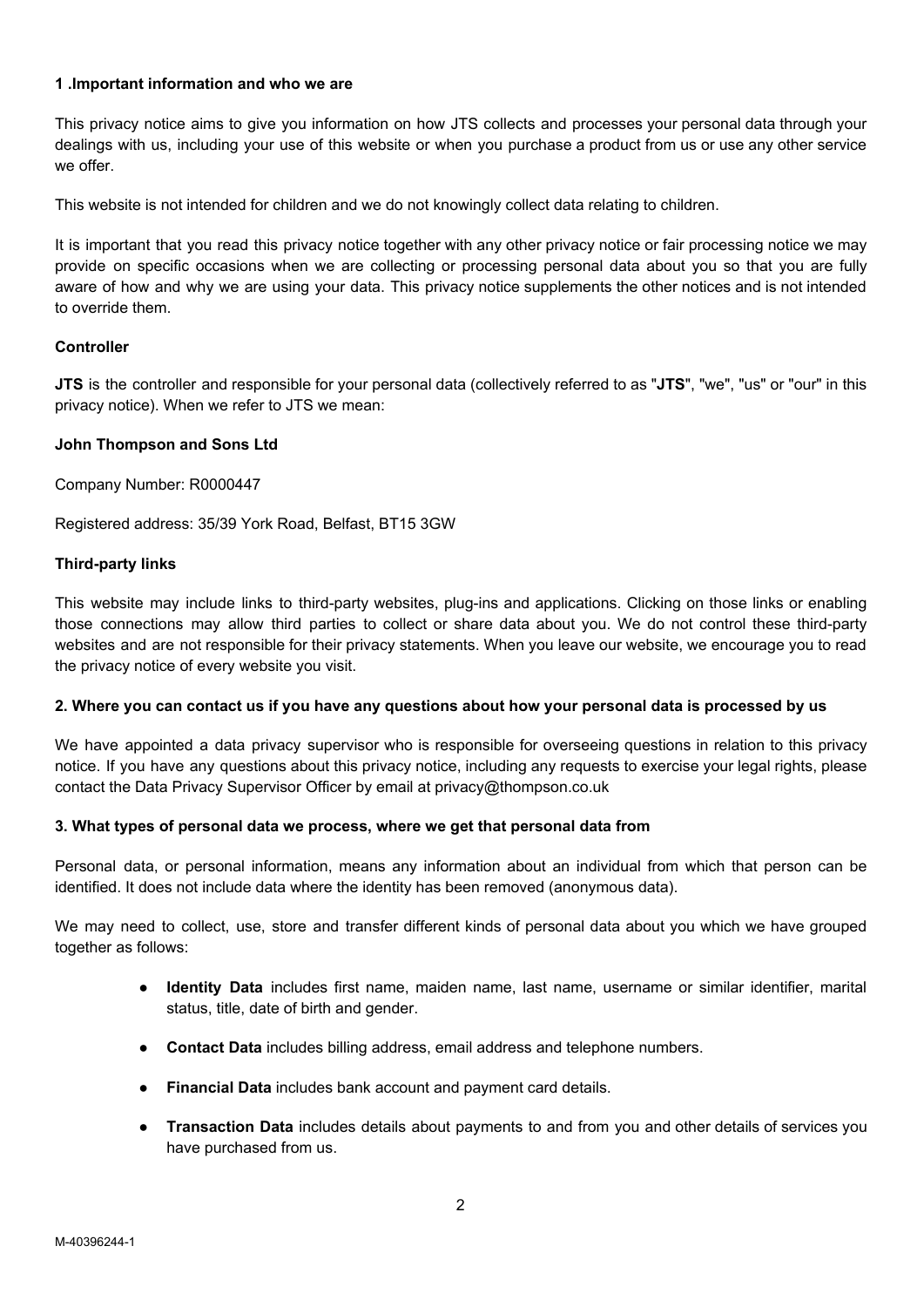## 1 .Important information and who we are

This privacy notice aims to give you information on how JTS collects and processes your personal data through your dealings with us, including your use of this website or when you purchase a product from us or use any other service we offer.

This website is not intended for children and we do not knowingly collect data relating to children.

It is important that you read this privacy notice together with any other privacy notice or fair processing notice we may provide on specific occasions when we are collecting or processing personal data about you so that you are fully aware of how and why we are using your data. This privacy notice supplements the other notices and is not intended to override them.

### Controller

**JTS** is the controller and responsible for your personal data (collectively referred to as "**JTS**", "we", "us" or "our" in this privacy notice). When we refer to JTS we mean:

**John Thompson and Sons Ltd**

Company Number: R0000447

Registered address: 35/39 York Road, Belfast, BT15 3GW

### Third-party links

This website may include links to third-party websites, plug-ins and applications. Clicking on those links or enabling those connections may allow third parties to collect or share data about you. We do not control these third-party websites and are not responsible for their privacy statements. When you leave our website, we encourage you to read the privacy notice of every website you visit.

## 2. Where you can contact us if you have any questions about how your personal data is processed by us

We have appointed a data privacy supervisor who is responsible for overseeing questions in relation to this privacy notice. If you have any questions about this privacy notice, including any requests to exercise your legal rights, please contact the Data Privacy Supervisor Officer by email at privacy@thompson.co.uk

## 3. What types of personal data we process, where we get that personal data from

Personal data, or personal information, means any information about an individual from which that person can be identified. It does not include data where the identity has been removed (anonymous data).

We may need to collect, use, store and transfer different kinds of personal data about you which we have grouped together as follows:

- **Identity Data** includes first name, maiden name, last name, username or similar identifier, marital status, title, date of birth and gender.
- **Contact Data** includes billing address, email address and telephone numbers.
- **Financial Data** includes bank account and payment card details.
- **Transaction Data** includes details about payments to and from you and other details of services you have purchased from us.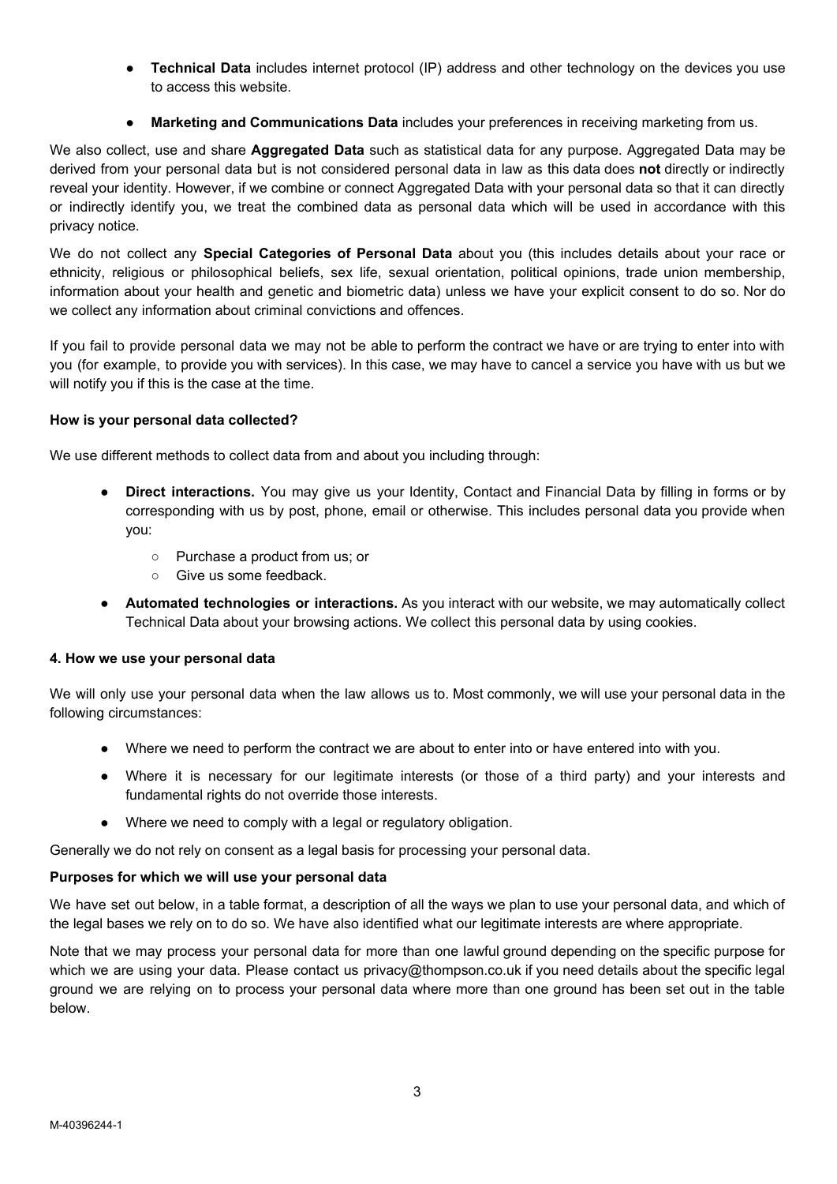- **Technical Data** includes internet protocol (IP) address and other technology on the devices you use to access this website.

- **Marketing and Communications Data** includes your preferences in receiving marketing from us.

We also collect, use and share **Aggregated Data** such as statistical data for any purpose. Aggregated Data may be derived from your personal data but is not considered personal data in law as this data does **not** directly or indirectly reveal your identity. However, if we combine or connect Aggregated Data with your personal data so that it can directly or indirectly identify you, we treat the combined data as personal data which will be used in accordance with this privacy notice.

We do not collect any **Special Categories of Personal Data** about you (this includes details about your race or ethnicity, religious or philosophical beliefs, sex life, sexual orientation, political opinions, trade union membership, information about your health and genetic and biometric data) unless we have your explicit consent to do so. Nor do we collect any information about criminal convictions and offences.

If you fail to provide personal data we may not be able to perform the contract we have or are trying to enter into with you (for example, to provide you with services). In this case, we may have to cancel a service you have with us but we will notify you if this is the case at the time.

**How is your personal data collected?**

We use different methods to collect data from and about you including through:

- **Direct interactions.** You may give us your Identity, Contact and Financial Data by filling in forms or by corresponding with us by post, phone, email or otherwise. This includes personal data you provide when you:
  - Purchase a product from us; or
  - Give us some feedback.

- **Automated technologies or interactions.** As you interact with our website, we may automatically collect Technical Data about your browsing actions. We collect this personal data by using cookies.

**4. How we use your personal data**

We will only use your personal data when the law allows us to. Most commonly, we will use your personal data in the following circumstances:

- Where we need to perform the contract we are about to enter into or have entered into with you.

- Where it is necessary for our legitimate interests (or those of a third party) and your interests and fundamental rights do not override those interests.

- Where we need to comply with a legal or regulatory obligation.

Generally we do not rely on consent as a legal basis for processing your personal data.

**Purposes for which we will use your personal data**

We have set out below, in a table format, a description of all the ways we plan to use your personal data, and which of the legal bases we rely on to do so. We have also identified what our legitimate interests are where appropriate.

Note that we may process your personal data for more than one lawful ground depending on the specific purpose for which we are using your data. Please contact us privacy@thompson.co.uk if you need details about the specific legal ground we are relying on to process your personal data where more than one ground has been set out in the table below.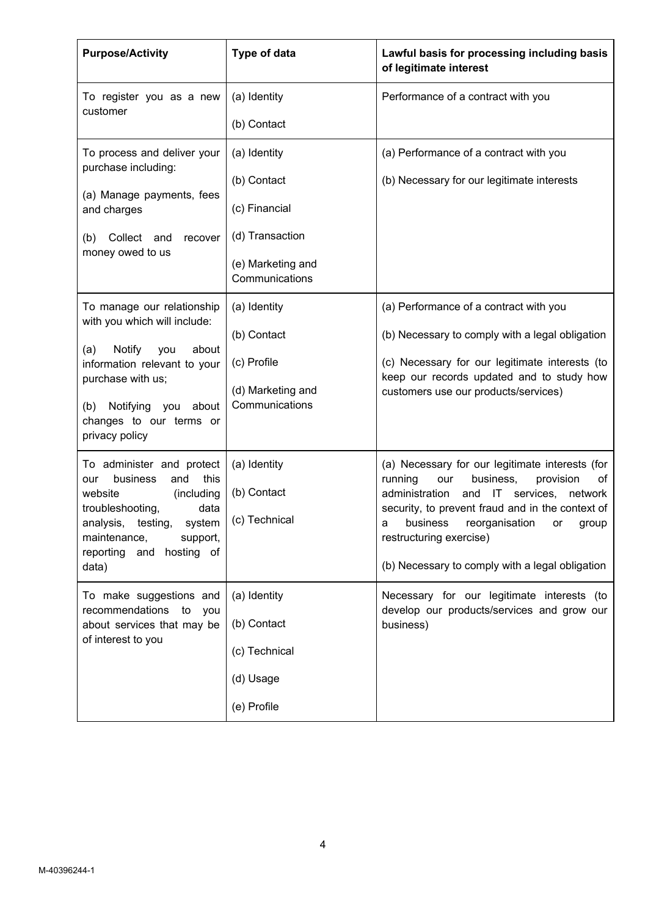| Purpose/Activity | Type of data | Lawful basis for processing including basis of legitimate interest |
|---|---|---|
| To register you as a new customer | (a) Identity<br><br>(b) Contact | Performance of a contract with you |
| To process and deliver your purchase including:<br><br>(a) Manage payments, fees and charges<br><br>(b) Collect and recover money owed to us | (a) Identity<br><br>(b) Contact<br><br>(c) Financial<br><br>(d) Transaction<br><br>(e) Marketing and Communications | (a) Performance of a contract with you<br><br>(b) Necessary for our legitimate interests |
| To manage our relationship with you which will include:<br><br>(a) Notify you about information relevant to your purchase with us;<br><br>(b) Notifying you about changes to our terms or privacy policy | (a) Identity<br><br>(b) Contact<br><br>(c) Profile<br><br>(d) Marketing and Communications | (a) Performance of a contract with you<br><br>(b) Necessary to comply with a legal obligation<br><br>(c) Necessary for our legitimate interests (to keep our records updated and to study how customers use our products/services) |
| To administer and protect our business and this website (including troubleshooting, data analysis, testing, system maintenance, support, reporting and hosting of data) | (a) Identity<br><br>(b) Contact<br><br>(c) Technical | (a) Necessary for our legitimate interests (for running our business, provision of administration and IT services, network security, to prevent fraud and in the context of a business reorganisation or group restructuring exercise)<br><br>(b) Necessary to comply with a legal obligation |
| To make suggestions and recommendations to you about services that may be of interest to you | (a) Identity<br><br>(b) Contact<br><br>(c) Technical<br><br>(d) Usage<br><br>(e) Profile | Necessary for our legitimate interests (to develop our products/services and grow our business) |

M-40396244-1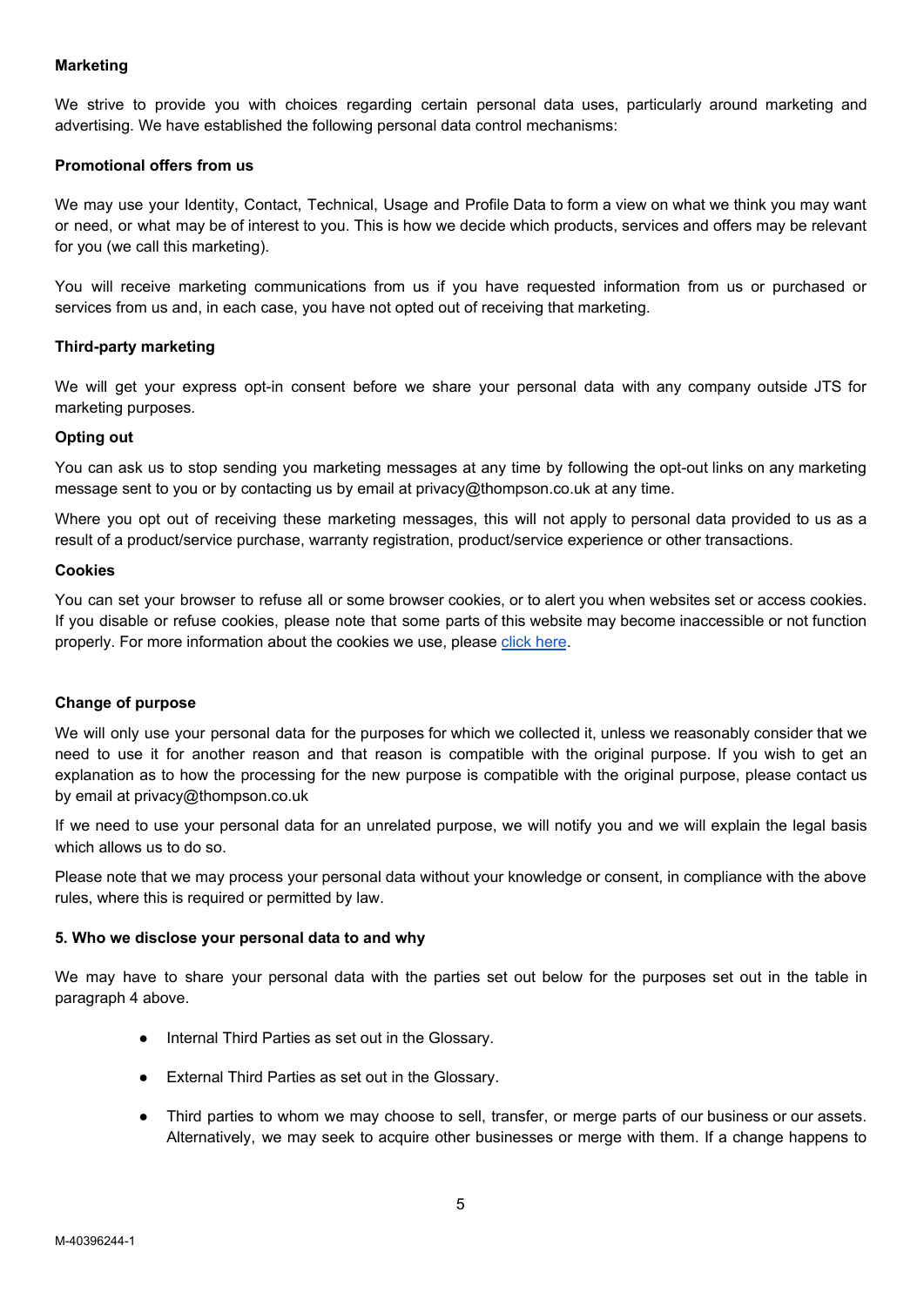**Marketing**

We strive to provide you with choices regarding certain personal data uses, particularly around marketing and advertising. We have established the following personal data control mechanisms:

**Promotional offers from us**

We may use your Identity, Contact, Technical, Usage and Profile Data to form a view on what we think you may want or need, or what may be of interest to you. This is how we decide which products, services and offers may be relevant for you (we call this marketing).

You will receive marketing communications from us if you have requested information from us or purchased or services from us and, in each case, you have not opted out of receiving that marketing.

**Third-party marketing**

We will get your express opt-in consent before we share your personal data with any company outside JTS for marketing purposes.

**Opting out**

You can ask us to stop sending you marketing messages at any time by following the opt-out links on any marketing message sent to you or by contacting us by email at privacy@thompson.co.uk at any time.

Where you opt out of receiving these marketing messages, this will not apply to personal data provided to us as a result of a product/service purchase, warranty registration, product/service experience or other transactions.

**Cookies**

You can set your browser to refuse all or some browser cookies, or to alert you when websites set or access cookies. If you disable or refuse cookies, please note that some parts of this website may become inaccessible or not function properly. For more information about the cookies we use, please click here.

**Change of purpose**

We will only use your personal data for the purposes for which we collected it, unless we reasonably consider that we need to use it for another reason and that reason is compatible with the original purpose. If you wish to get an explanation as to how the processing for the new purpose is compatible with the original purpose, please contact us by email at privacy@thompson.co.uk

If we need to use your personal data for an unrelated purpose, we will notify you and we will explain the legal basis which allows us to do so.

Please note that we may process your personal data without your knowledge or consent, in compliance with the above rules, where this is required or permitted by law.

**5. Who we disclose your personal data to and why**

We may have to share your personal data with the parties set out below for the purposes set out in the table in paragraph 4 above.

- Internal Third Parties as set out in the Glossary.
- External Third Parties as set out in the Glossary.
- Third parties to whom we may choose to sell, transfer, or merge parts of our business or our assets. Alternatively, we may seek to acquire other businesses or merge with them. If a change happens to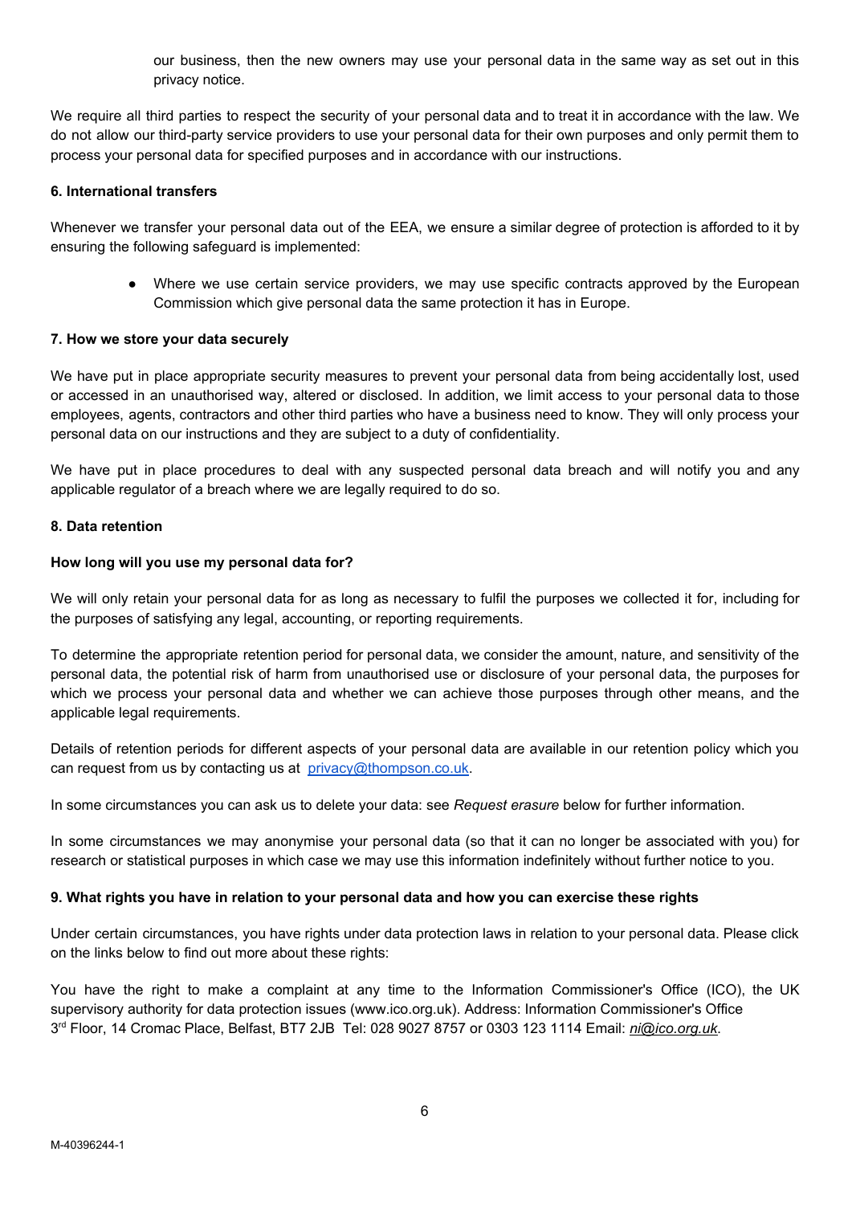our business, then the new owners may use your personal data in the same way as set out in this privacy notice.

We require all third parties to respect the security of your personal data and to treat it in accordance with the law. We do not allow our third-party service providers to use your personal data for their own purposes and only permit them to process your personal data for specified purposes and in accordance with our instructions.

**6. International transfers**

Whenever we transfer your personal data out of the EEA, we ensure a similar degree of protection is afforded to it by ensuring the following safeguard is implemented:

- Where we use certain service providers, we may use specific contracts approved by the European Commission which give personal data the same protection it has in Europe.

**7. How we store your data securely**

We have put in place appropriate security measures to prevent your personal data from being accidentally lost, used or accessed in an unauthorised way, altered or disclosed. In addition, we limit access to your personal data to those employees, agents, contractors and other third parties who have a business need to know. They will only process your personal data on our instructions and they are subject to a duty of confidentiality.

We have put in place procedures to deal with any suspected personal data breach and will notify you and any applicable regulator of a breach where we are legally required to do so.

**8. Data retention**

**How long will you use my personal data for?**

We will only retain your personal data for as long as necessary to fulfil the purposes we collected it for, including for the purposes of satisfying any legal, accounting, or reporting requirements.

To determine the appropriate retention period for personal data, we consider the amount, nature, and sensitivity of the personal data, the potential risk of harm from unauthorised use or disclosure of your personal data, the purposes for which we process your personal data and whether we can achieve those purposes through other means, and the applicable legal requirements.

Details of retention periods for different aspects of your personal data are available in our retention policy which you can request from us by contacting us at privacy@thompson.co.uk.

In some circumstances you can ask us to delete your data: see *Request erasure* below for further information.

In some circumstances we may anonymise your personal data (so that it can no longer be associated with you) for research or statistical purposes in which case we may use this information indefinitely without further notice to you.

**9. What rights you have in relation to your personal data and how you can exercise these rights**

Under certain circumstances, you have rights under data protection laws in relation to your personal data. Please click on the links below to find out more about these rights:

You have the right to make a complaint at any time to the Information Commissioner's Office (ICO), the UK supervisory authority for data protection issues (www.ico.org.uk). Address: Information Commissioner's Office 3rd Floor, 14 Cromac Place, Belfast, BT7 2JB Tel: 028 9027 8757 or 0303 123 1114 Email: *ni@ico.org.uk*.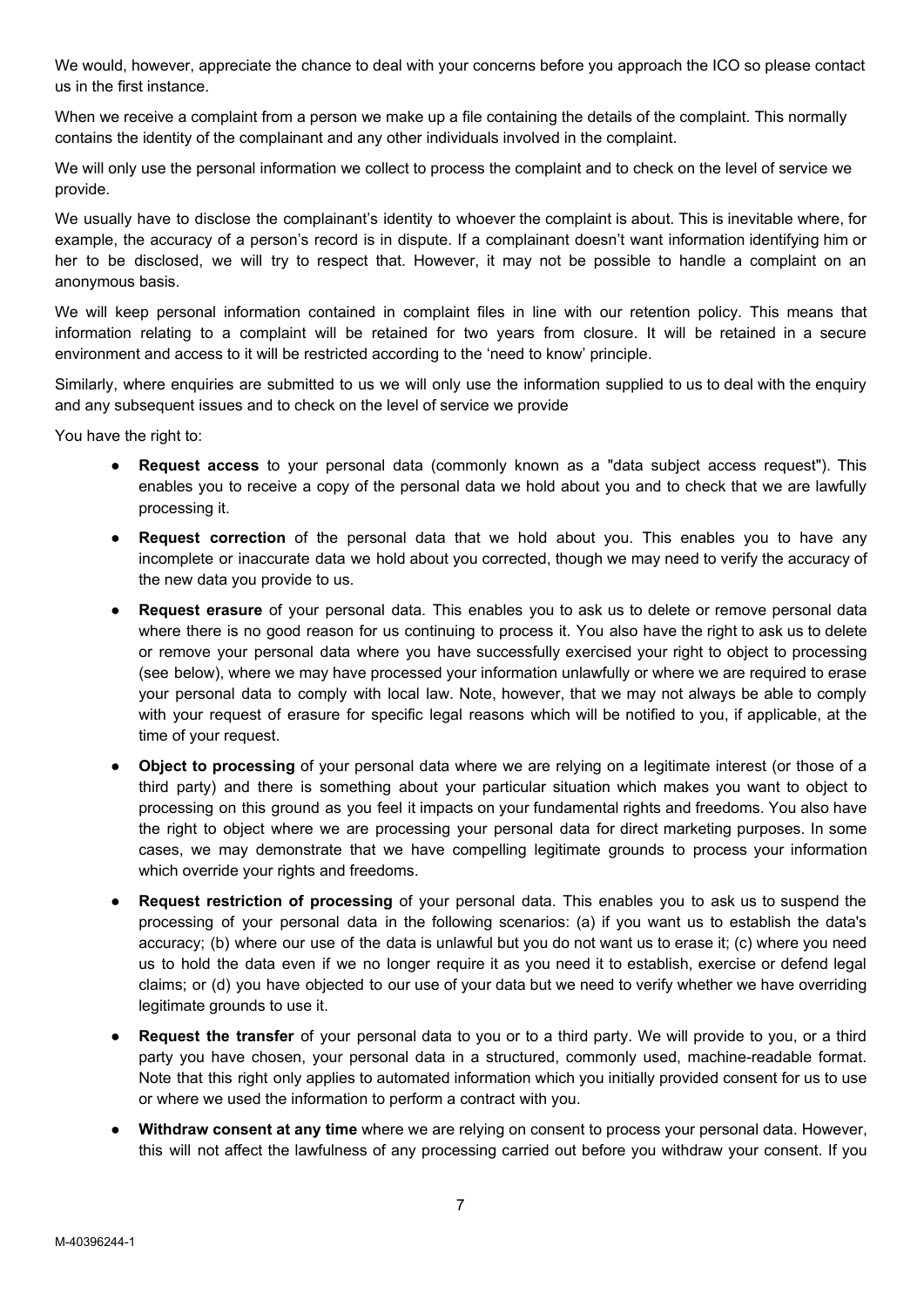We would, however, appreciate the chance to deal with your concerns before you approach the ICO so please contact us in the first instance.

When we receive a complaint from a person we make up a file containing the details of the complaint. This normally contains the identity of the complainant and any other individuals involved in the complaint.

We will only use the personal information we collect to process the complaint and to check on the level of service we provide.

We usually have to disclose the complainant's identity to whoever the complaint is about. This is inevitable where, for example, the accuracy of a person's record is in dispute. If a complainant doesn't want information identifying him or her to be disclosed, we will try to respect that. However, it may not be possible to handle a complaint on an anonymous basis.

We will keep personal information contained in complaint files in line with our retention policy. This means that information relating to a complaint will be retained for two years from closure. It will be retained in a secure environment and access to it will be restricted according to the 'need to know' principle.

Similarly, where enquiries are submitted to us we will only use the information supplied to us to deal with the enquiry and any subsequent issues and to check on the level of service we provide

You have the right to:

- **Request access** to your personal data (commonly known as a "data subject access request"). This enables you to receive a copy of the personal data we hold about you and to check that we are lawfully processing it.
- **Request correction** of the personal data that we hold about you. This enables you to have any incomplete or inaccurate data we hold about you corrected, though we may need to verify the accuracy of the new data you provide to us.
- **Request erasure** of your personal data. This enables you to ask us to delete or remove personal data where there is no good reason for us continuing to process it. You also have the right to ask us to delete or remove your personal data where you have successfully exercised your right to object to processing (see below), where we may have processed your information unlawfully or where we are required to erase your personal data to comply with local law. Note, however, that we may not always be able to comply with your request of erasure for specific legal reasons which will be notified to you, if applicable, at the time of your request.
- **Object to processing** of your personal data where we are relying on a legitimate interest (or those of a third party) and there is something about your particular situation which makes you want to object to processing on this ground as you feel it impacts on your fundamental rights and freedoms. You also have the right to object where we are processing your personal data for direct marketing purposes. In some cases, we may demonstrate that we have compelling legitimate grounds to process your information which override your rights and freedoms.
- **Request restriction of processing** of your personal data. This enables you to ask us to suspend the processing of your personal data in the following scenarios: (a) if you want us to establish the data's accuracy; (b) where our use of the data is unlawful but you do not want us to erase it; (c) where you need us to hold the data even if we no longer require it as you need it to establish, exercise or defend legal claims; or (d) you have objected to our use of your data but we need to verify whether we have overriding legitimate grounds to use it.
- **Request the transfer** of your personal data to you or to a third party. We will provide to you, or a third party you have chosen, your personal data in a structured, commonly used, machine-readable format. Note that this right only applies to automated information which you initially provided consent for us to use or where we used the information to perform a contract with you.
- **Withdraw consent at any time** where we are relying on consent to process your personal data. However, this will not affect the lawfulness of any processing carried out before you withdraw your consent. If you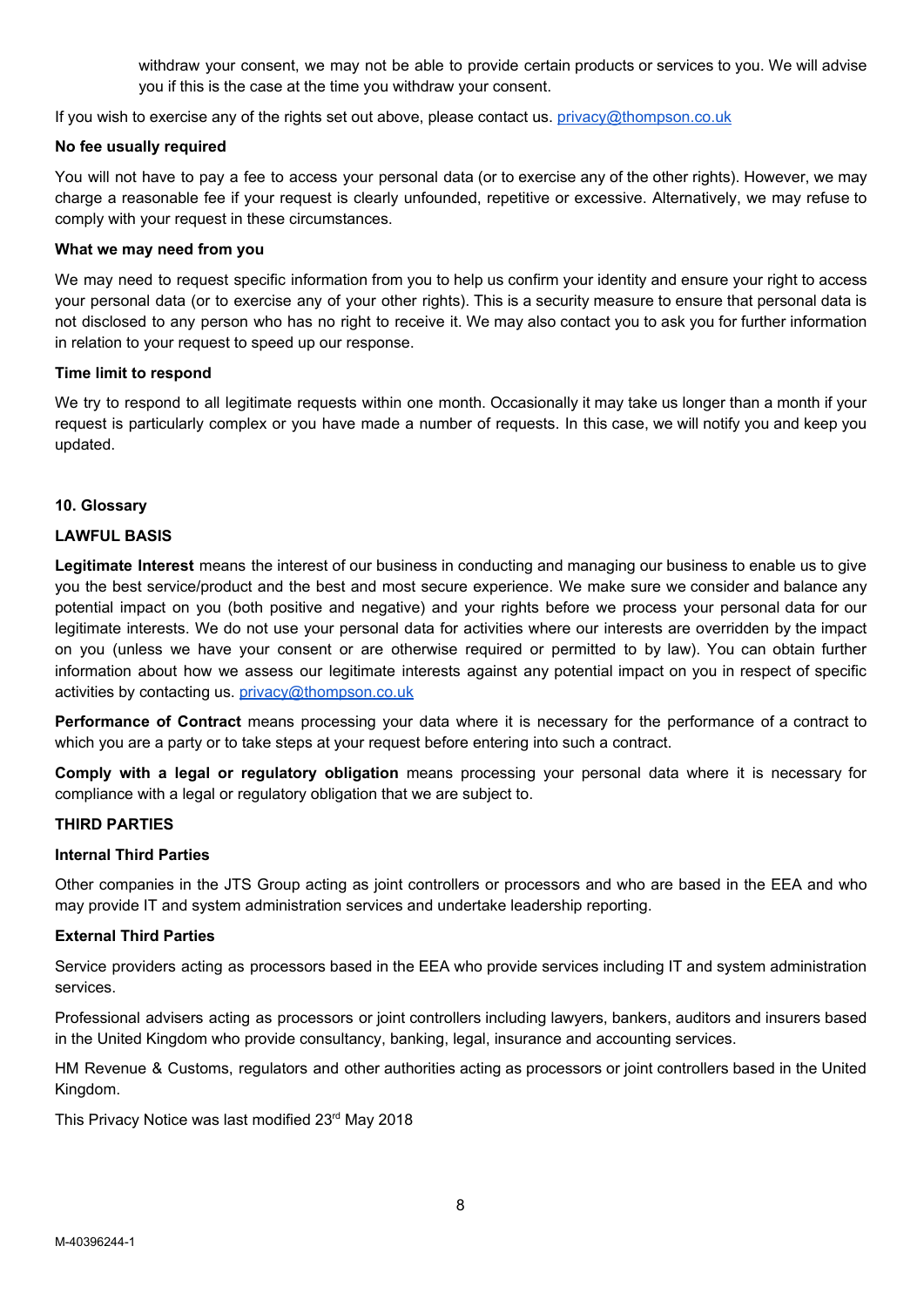withdraw your consent, we may not be able to provide certain products or services to you. We will advise you if this is the case at the time you withdraw your consent.

If you wish to exercise any of the rights set out above, please contact us. privacy@thompson.co.uk

**No fee usually required**

You will not have to pay a fee to access your personal data (or to exercise any of the other rights). However, we may charge a reasonable fee if your request is clearly unfounded, repetitive or excessive. Alternatively, we may refuse to comply with your request in these circumstances.

**What we may need from you**

We may need to request specific information from you to help us confirm your identity and ensure your right to access your personal data (or to exercise any of your other rights). This is a security measure to ensure that personal data is not disclosed to any person who has no right to receive it. We may also contact you to ask you for further information in relation to your request to speed up our response.

**Time limit to respond**

We try to respond to all legitimate requests within one month. Occasionally it may take us longer than a month if your request is particularly complex or you have made a number of requests. In this case, we will notify you and keep you updated.

## 10. Glossary

### LAWFUL BASIS

**Legitimate Interest** means the interest of our business in conducting and managing our business to enable us to give you the best service/product and the best and most secure experience. We make sure we consider and balance any potential impact on you (both positive and negative) and your rights before we process your personal data for our legitimate interests. We do not use your personal data for activities where our interests are overridden by the impact on you (unless we have your consent or are otherwise required or permitted to by law). You can obtain further information about how we assess our legitimate interests against any potential impact on you in respect of specific activities by contacting us. privacy@thompson.co.uk

**Performance of Contract** means processing your data where it is necessary for the performance of a contract to which you are a party or to take steps at your request before entering into such a contract.

**Comply with a legal or regulatory obligation** means processing your personal data where it is necessary for compliance with a legal or regulatory obligation that we are subject to.

### THIRD PARTIES

**Internal Third Parties**

Other companies in the JTS Group acting as joint controllers or processors and who are based in the EEA and who may provide IT and system administration services and undertake leadership reporting.

**External Third Parties**

Service providers acting as processors based in the EEA who provide services including IT and system administration services.

Professional advisers acting as processors or joint controllers including lawyers, bankers, auditors and insurers based in the United Kingdom who provide consultancy, banking, legal, insurance and accounting services.

HM Revenue & Customs, regulators and other authorities acting as processors or joint controllers based in the United Kingdom.

This Privacy Notice was last modified 23rd May 2018

M-40396244-1